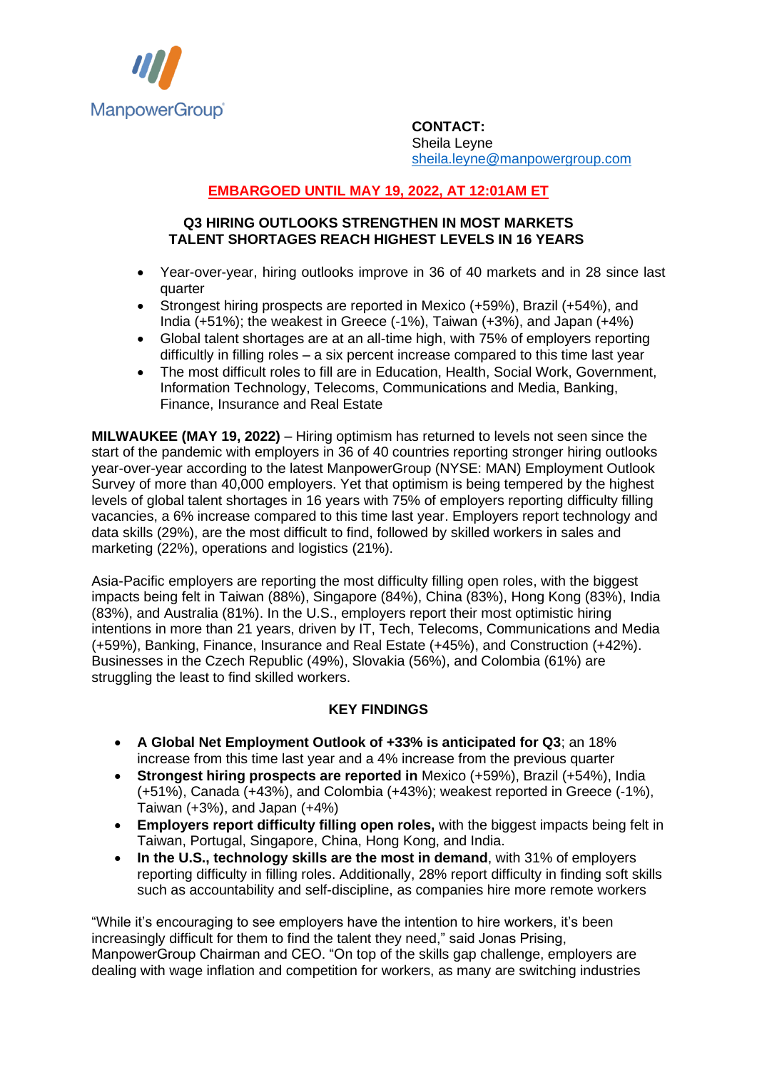ManpowerGroup

**CONTACT:**
Sheila Leyne
sheila.leyne@manpowergroup.com

**EMBARGOED UNTIL MAY 19, 2022, AT 12:01AM ET**

## Q3 HIRING OUTLOOKS STRENGTHEN IN MOST MARKETS
## TALENT SHORTAGES REACH HIGHEST LEVELS IN 16 YEARS

- Year-over-year, hiring outlooks improve in 36 of 40 markets and in 28 since last quarter
- Strongest hiring prospects are reported in Mexico (+59%), Brazil (+54%), and India (+51%); the weakest in Greece (-1%), Taiwan (+3%), and Japan (+4%)
- Global talent shortages are at an all-time high, with 75% of employers reporting difficultly in filling roles – a six percent increase compared to this time last year
- The most difficult roles to fill are in Education, Health, Social Work, Government, Information Technology, Telecoms, Communications and Media, Banking, Finance, Insurance and Real Estate

**MILWAUKEE (MAY 19, 2022)** – Hiring optimism has returned to levels not seen since the start of the pandemic with employers in 36 of 40 countries reporting stronger hiring outlooks year-over-year according to the latest ManpowerGroup (NYSE: MAN) Employment Outlook Survey of more than 40,000 employers. Yet that optimism is being tempered by the highest levels of global talent shortages in 16 years with 75% of employers reporting difficulty filling vacancies, a 6% increase compared to this time last year. Employers report technology and data skills (29%), are the most difficult to find, followed by skilled workers in sales and marketing (22%), operations and logistics (21%).

Asia-Pacific employers are reporting the most difficulty filling open roles, with the biggest impacts being felt in Taiwan (88%), Singapore (84%), China (83%), Hong Kong (83%), India (83%), and Australia (81%). In the U.S., employers report their most optimistic hiring intentions in more than 21 years, driven by IT, Tech, Telecoms, Communications and Media (+59%), Banking, Finance, Insurance and Real Estate (+45%), and Construction (+42%). Businesses in the Czech Republic (49%), Slovakia (56%), and Colombia (61%) are struggling the least to find skilled workers.

### KEY FINDINGS

- **A Global Net Employment Outlook of +33% is anticipated for Q3**; an 18% increase from this time last year and a 4% increase from the previous quarter
- **Strongest hiring prospects are reported in** Mexico (+59%), Brazil (+54%), India (+51%), Canada (+43%), and Colombia (+43%); weakest reported in Greece (-1%), Taiwan (+3%), and Japan (+4%)
- **Employers report difficulty filling open roles,** with the biggest impacts being felt in Taiwan, Portugal, Singapore, China, Hong Kong, and India.
- **In the U.S., technology skills are the most in demand**, with 31% of employers reporting difficulty in filling roles. Additionally, 28% report difficulty in finding soft skills such as accountability and self-discipline, as companies hire more remote workers

"While it's encouraging to see employers have the intention to hire workers, it's been increasingly difficult for them to find the talent they need," said Jonas Prising, ManpowerGroup Chairman and CEO. "On top of the skills gap challenge, employers are dealing with wage inflation and competition for workers, as many are switching industries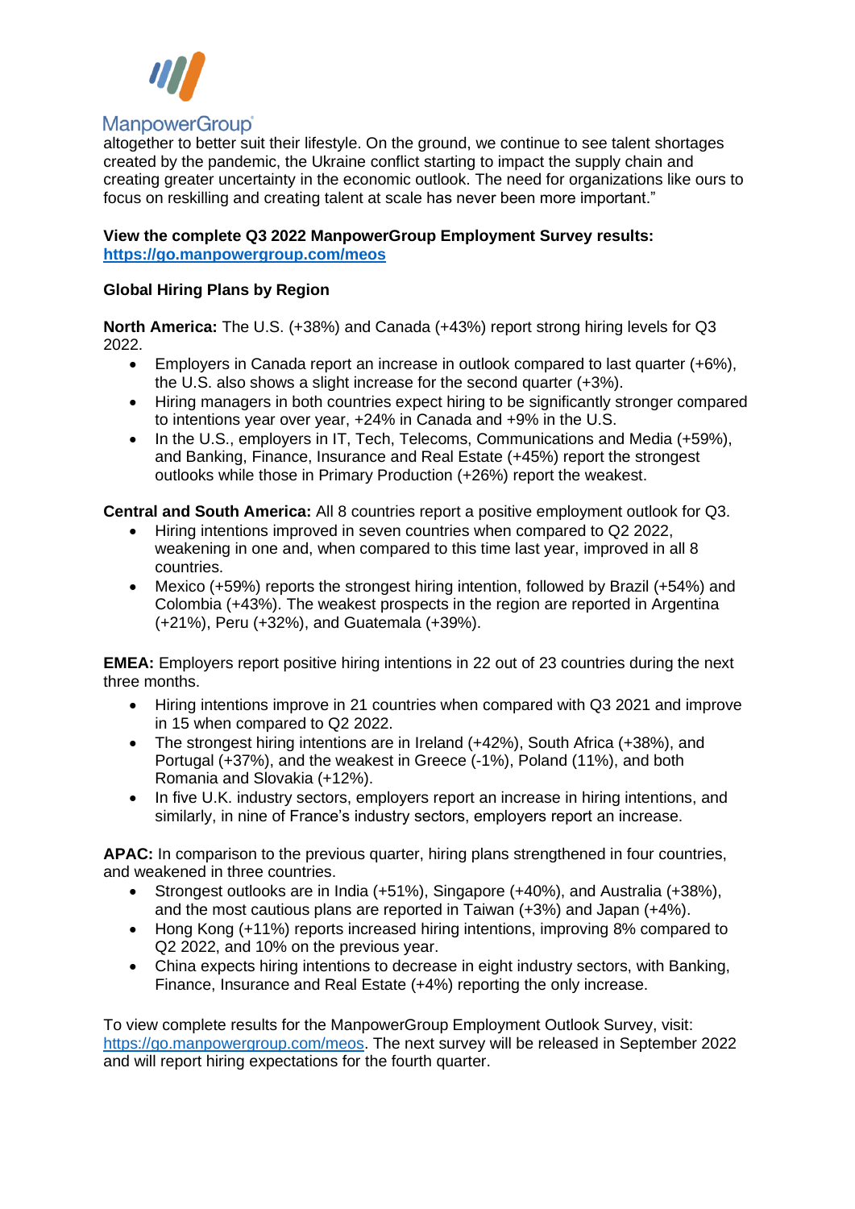altogether to better suit their lifestyle. On the ground, we continue to see talent shortages created by the pandemic, the Ukraine conflict starting to impact the supply chain and creating greater uncertainty in the economic outlook. The need for organizations like ours to focus on reskilling and creating talent at scale has never been more important."

**View the complete Q3 2022 ManpowerGroup Employment Survey results:** **https://go.manpowergroup.com/meos**

**Global Hiring Plans by Region**

**North America:** The U.S. (+38%) and Canada (+43%) report strong hiring levels for Q3 2022.

- Employers in Canada report an increase in outlook compared to last quarter (+6%), the U.S. also shows a slight increase for the second quarter (+3%).
- Hiring managers in both countries expect hiring to be significantly stronger compared to intentions year over year, +24% in Canada and +9% in the U.S.
- In the U.S., employers in IT, Tech, Telecoms, Communications and Media (+59%), and Banking, Finance, Insurance and Real Estate (+45%) report the strongest outlooks while those in Primary Production (+26%) report the weakest.

**Central and South America:** All 8 countries report a positive employment outlook for Q3.

- Hiring intentions improved in seven countries when compared to Q2 2022, weakening in one and, when compared to this time last year, improved in all 8 countries.
- Mexico (+59%) reports the strongest hiring intention, followed by Brazil (+54%) and Colombia (+43%). The weakest prospects in the region are reported in Argentina (+21%), Peru (+32%), and Guatemala (+39%).

**EMEA:** Employers report positive hiring intentions in 22 out of 23 countries during the next three months.

- Hiring intentions improve in 21 countries when compared with Q3 2021 and improve in 15 when compared to Q2 2022.
- The strongest hiring intentions are in Ireland (+42%), South Africa (+38%), and Portugal (+37%), and the weakest in Greece (-1%), Poland (11%), and both Romania and Slovakia (+12%).
- In five U.K. industry sectors, employers report an increase in hiring intentions, and similarly, in nine of France's industry sectors, employers report an increase.

**APAC:** In comparison to the previous quarter, hiring plans strengthened in four countries, and weakened in three countries.

- Strongest outlooks are in India (+51%), Singapore (+40%), and Australia (+38%), and the most cautious plans are reported in Taiwan (+3%) and Japan (+4%).
- Hong Kong (+11%) reports increased hiring intentions, improving 8% compared to Q2 2022, and 10% on the previous year.
- China expects hiring intentions to decrease in eight industry sectors, with Banking, Finance, Insurance and Real Estate (+4%) reporting the only increase.

To view complete results for the ManpowerGroup Employment Outlook Survey, visit: https://go.manpowergroup.com/meos. The next survey will be released in September 2022 and will report hiring expectations for the fourth quarter.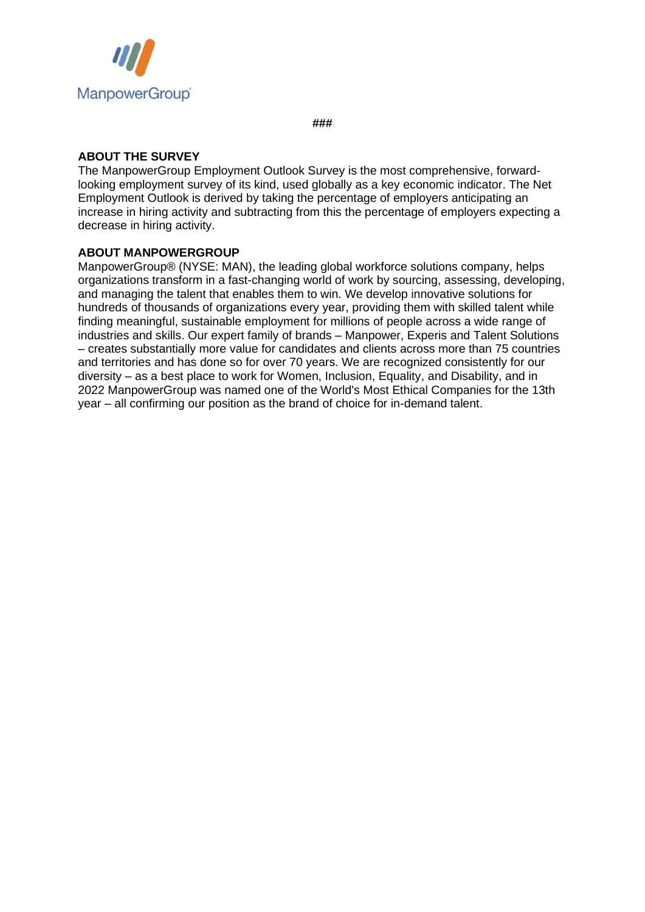###

**ABOUT THE SURVEY**

The ManpowerGroup Employment Outlook Survey is the most comprehensive, forward-looking employment survey of its kind, used globally as a key economic indicator. The Net Employment Outlook is derived by taking the percentage of employers anticipating an increase in hiring activity and subtracting from this the percentage of employers expecting a decrease in hiring activity.

**ABOUT MANPOWERGROUP**

ManpowerGroup® (NYSE: MAN), the leading global workforce solutions company, helps organizations transform in a fast-changing world of work by sourcing, assessing, developing, and managing the talent that enables them to win. We develop innovative solutions for hundreds of thousands of organizations every year, providing them with skilled talent while finding meaningful, sustainable employment for millions of people across a wide range of industries and skills. Our expert family of brands – Manpower, Experis and Talent Solutions – creates substantially more value for candidates and clients across more than 75 countries and territories and has done so for over 70 years. We are recognized consistently for our diversity – as a best place to work for Women, Inclusion, Equality, and Disability, and in 2022 ManpowerGroup was named one of the World's Most Ethical Companies for the 13th year – all confirming our position as the brand of choice for in-demand talent.